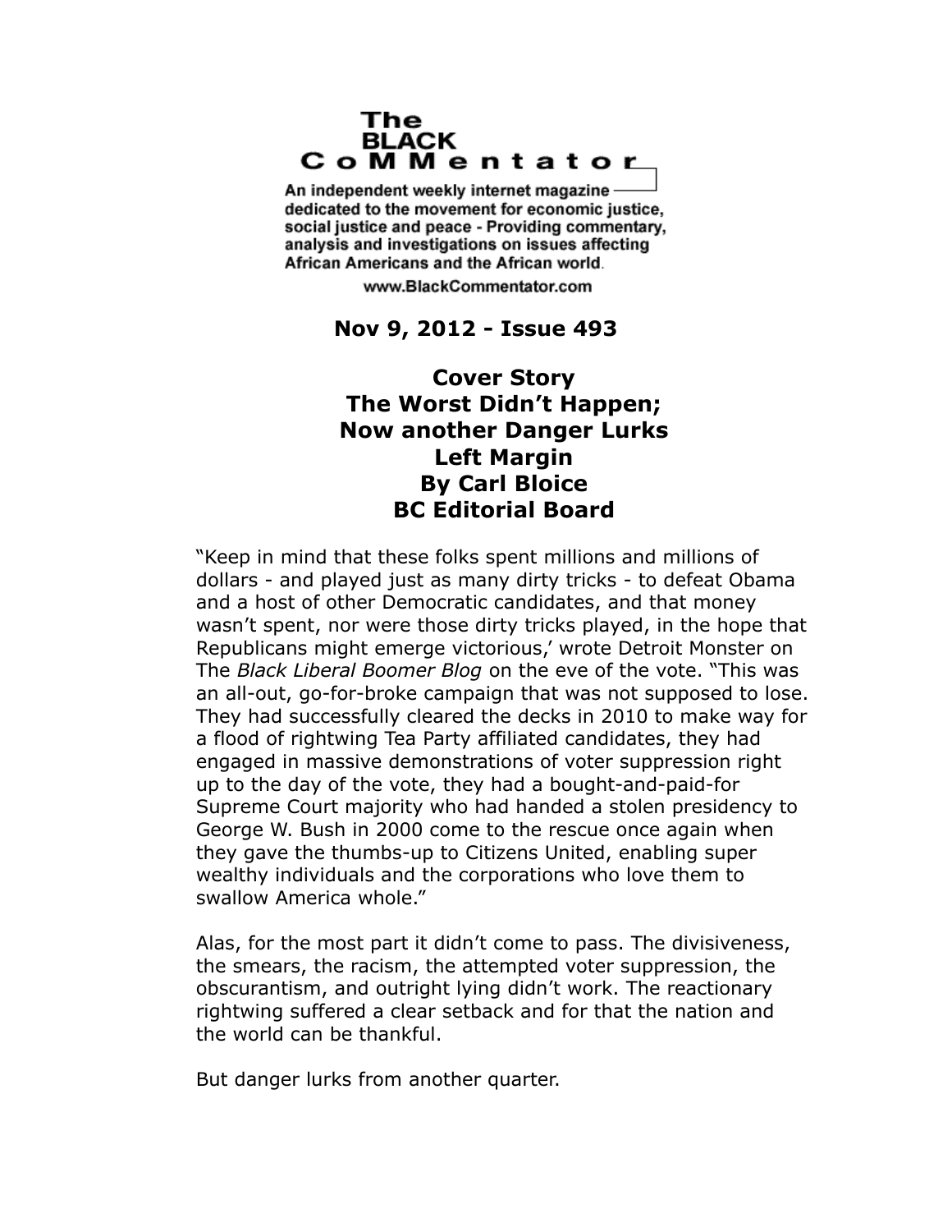# The BLACK CoMMentator

An independent weekly internet magazine dedicated to the movement for economic justice, social justice and peace - Providing commentary, analysis and investigations on issues affecting African Americans and the African world.

www.BlackCommentator.com

**Nov 9, 2012 - Issue 493**

## Cover Story
## The Worst Didn't Happen; Now another Danger Lurks
## Left Margin
## By Carl Bloice
## BC Editorial Board

"Keep in mind that these folks spent millions and millions of dollars - and played just as many dirty tricks - to defeat Obama and a host of other Democratic candidates, and that money wasn't spent, nor were those dirty tricks played, in the hope that Republicans might emerge victorious,' wrote Detroit Monster on The *Black Liberal Boomer Blog* on the eve of the vote. "This was an all-out, go-for-broke campaign that was not supposed to lose. They had successfully cleared the decks in 2010 to make way for a flood of rightwing Tea Party affiliated candidates, they had engaged in massive demonstrations of voter suppression right up to the day of the vote, they had a bought-and-paid-for Supreme Court majority who had handed a stolen presidency to George W. Bush in 2000 come to the rescue once again when they gave the thumbs-up to Citizens United, enabling super wealthy individuals and the corporations who love them to swallow America whole."

Alas, for the most part it didn't come to pass. The divisiveness, the smears, the racism, the attempted voter suppression, the obscurantism, and outright lying didn't work. The reactionary rightwing suffered a clear setback and for that the nation and the world can be thankful.

But danger lurks from another quarter.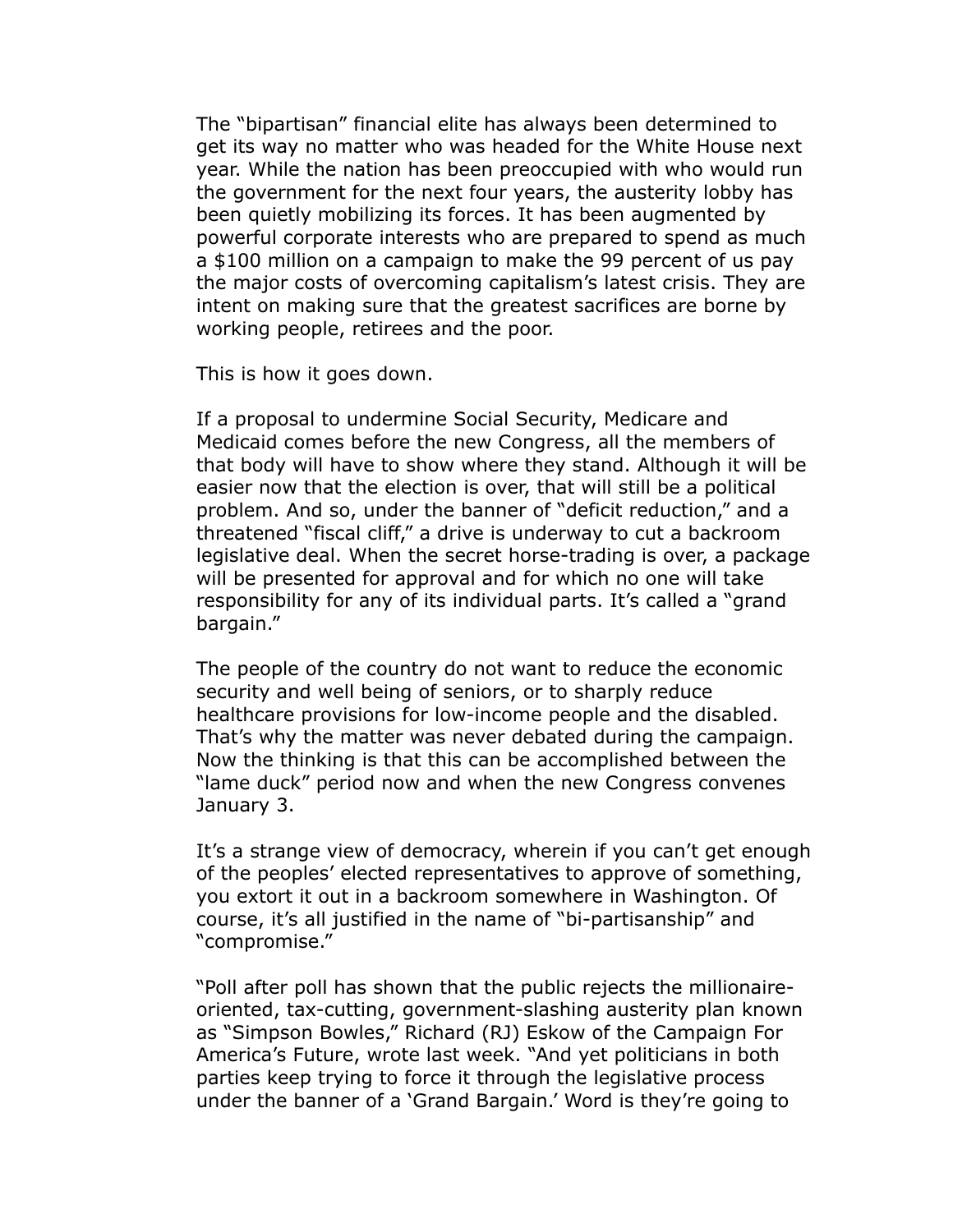The “bipartisan” financial elite has always been determined to get its way no matter who was headed for the White House next year. While the nation has been preoccupied with who would run the government for the next four years, the austerity lobby has been quietly mobilizing its forces. It has been augmented by powerful corporate interests who are prepared to spend as much a $100 million on a campaign to make the 99 percent of us pay the major costs of overcoming capitalism’s latest crisis. They are intent on making sure that the greatest sacrifices are borne by working people, retirees and the poor.

This is how it goes down.

If a proposal to undermine Social Security, Medicare and Medicaid comes before the new Congress, all the members of that body will have to show where they stand. Although it will be easier now that the election is over, that will still be a political problem. And so, under the banner of “deficit reduction,” and a threatened “fiscal cliff,” a drive is underway to cut a backroom legislative deal. When the secret horse-trading is over, a package will be presented for approval and for which no one will take responsibility for any of its individual parts. It’s called a “grand bargain.”

The people of the country do not want to reduce the economic security and well being of seniors, or to sharply reduce healthcare provisions for low-income people and the disabled. That’s why the matter was never debated during the campaign. Now the thinking is that this can be accomplished between the “lame duck” period now and when the new Congress convenes January 3.

It’s a strange view of democracy, wherein if you can’t get enough of the peoples’ elected representatives to approve of something, you extort it out in a backroom somewhere in Washington. Of course, it’s all justified in the name of “bi-partisanship” and “compromise.”

“Poll after poll has shown that the public rejects the millionaire-oriented, tax-cutting, government-slashing austerity plan known as “Simpson Bowles,” Richard (RJ) Eskow of the Campaign For America’s Future, wrote last week. “And yet politicians in both parties keep trying to force it through the legislative process under the banner of a ‘Grand Bargain.’ Word is they’re going to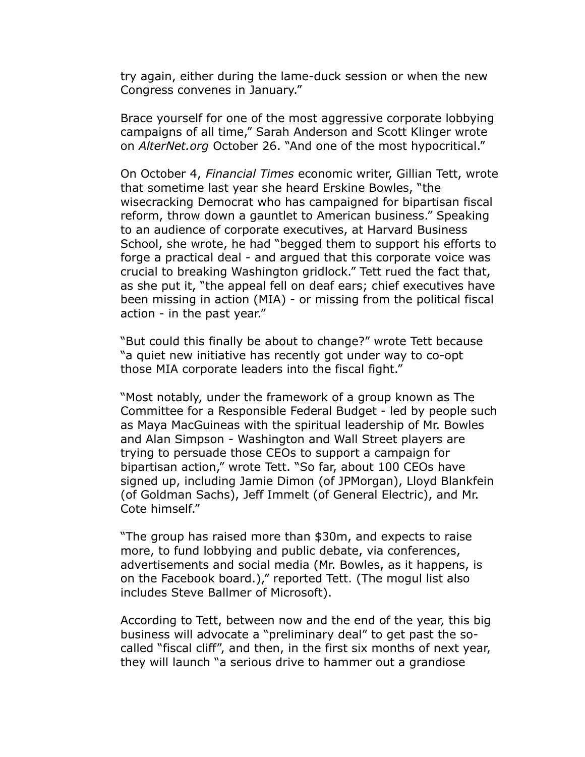try again, either during the lame-duck session or when the new Congress convenes in January."

Brace yourself for one of the most aggressive corporate lobbying campaigns of all time," Sarah Anderson and Scott Klinger wrote on *AlterNet.org* October 26. "And one of the most hypocritical."

On October 4, *Financial Times* economic writer, Gillian Tett, wrote that sometime last year she heard Erskine Bowles, "the wisecracking Democrat who has campaigned for bipartisan fiscal reform, throw down a gauntlet to American business." Speaking to an audience of corporate executives, at Harvard Business School, she wrote, he had "begged them to support his efforts to forge a practical deal - and argued that this corporate voice was crucial to breaking Washington gridlock." Tett rued the fact that, as she put it, "the appeal fell on deaf ears; chief executives have been missing in action (MIA) - or missing from the political fiscal action - in the past year."

"But could this finally be about to change?" wrote Tett because "a quiet new initiative has recently got under way to co-opt those MIA corporate leaders into the fiscal fight."

"Most notably, under the framework of a group known as The Committee for a Responsible Federal Budget - led by people such as Maya MacGuineas with the spiritual leadership of Mr. Bowles and Alan Simpson - Washington and Wall Street players are trying to persuade those CEOs to support a campaign for bipartisan action," wrote Tett. "So far, about 100 CEOs have signed up, including Jamie Dimon (of JPMorgan), Lloyd Blankfein (of Goldman Sachs), Jeff Immelt (of General Electric), and Mr. Cote himself."

"The group has raised more than \$30m, and expects to raise more, to fund lobbying and public debate, via conferences, advertisements and social media (Mr. Bowles, as it happens, is on the Facebook board.)," reported Tett. (The mogul list also includes Steve Ballmer of Microsoft).

According to Tett, between now and the end of the year, this big business will advocate a "preliminary deal" to get past the so-called "fiscal cliff", and then, in the first six months of next year, they will launch "a serious drive to hammer out a grandiose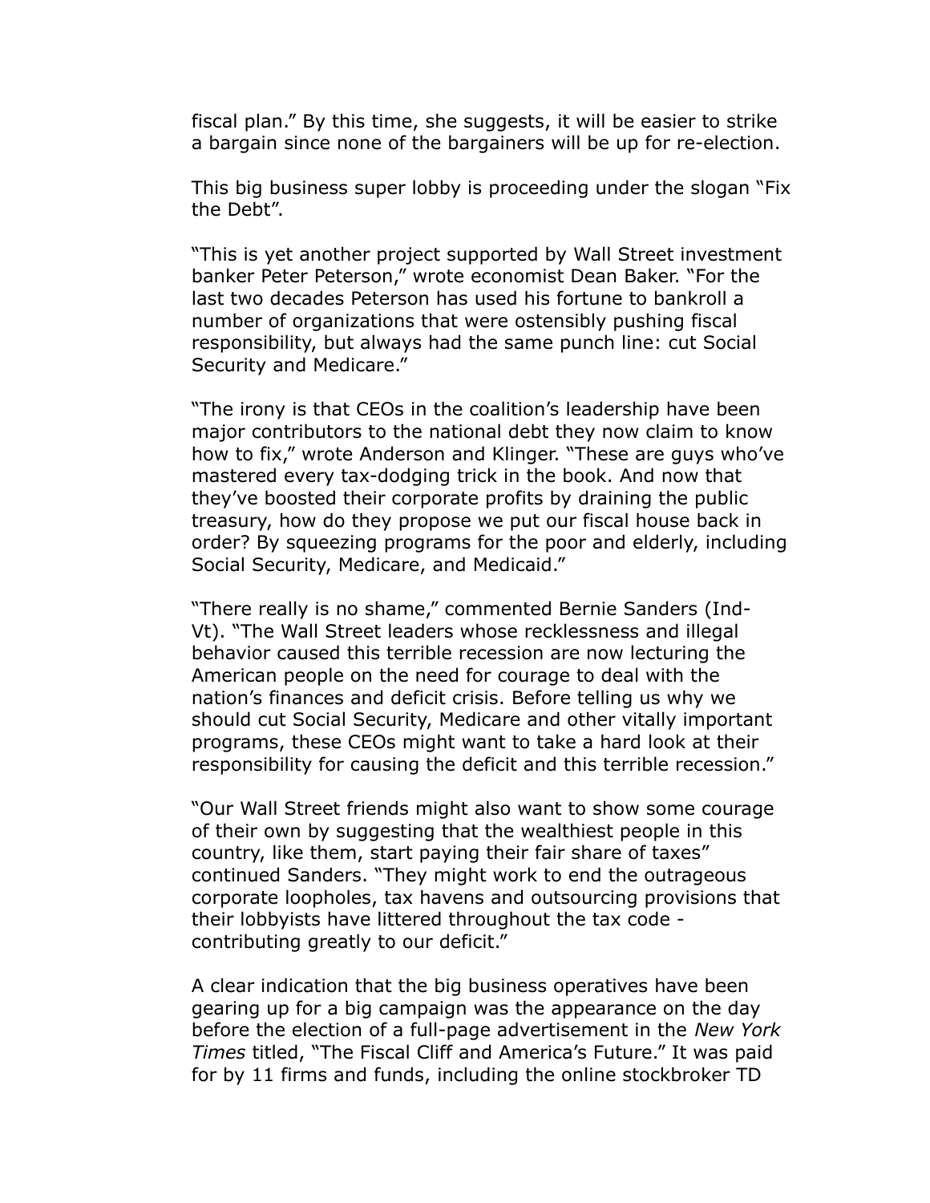fiscal plan." By this time, she suggests, it will be easier to strike a bargain since none of the bargainers will be up for re-election.

This big business super lobby is proceeding under the slogan "Fix the Debt".

"This is yet another project supported by Wall Street investment banker Peter Peterson," wrote economist Dean Baker. "For the last two decades Peterson has used his fortune to bankroll a number of organizations that were ostensibly pushing fiscal responsibility, but always had the same punch line: cut Social Security and Medicare."

"The irony is that CEOs in the coalition's leadership have been major contributors to the national debt they now claim to know how to fix," wrote Anderson and Klinger. "These are guys who've mastered every tax-dodging trick in the book. And now that they've boosted their corporate profits by draining the public treasury, how do they propose we put our fiscal house back in order? By squeezing programs for the poor and elderly, including Social Security, Medicare, and Medicaid."

"There really is no shame," commented Bernie Sanders (Ind-Vt). "The Wall Street leaders whose recklessness and illegal behavior caused this terrible recession are now lecturing the American people on the need for courage to deal with the nation's finances and deficit crisis. Before telling us why we should cut Social Security, Medicare and other vitally important programs, these CEOs might want to take a hard look at their responsibility for causing the deficit and this terrible recession."

"Our Wall Street friends might also want to show some courage of their own by suggesting that the wealthiest people in this country, like them, start paying their fair share of taxes" continued Sanders. "They might work to end the outrageous corporate loopholes, tax havens and outsourcing provisions that their lobbyists have littered throughout the tax code - contributing greatly to our deficit."

A clear indication that the big business operatives have been gearing up for a big campaign was the appearance on the day before the election of a full-page advertisement in the *New York Times* titled, "The Fiscal Cliff and America's Future." It was paid for by 11 firms and funds, including the online stockbroker TD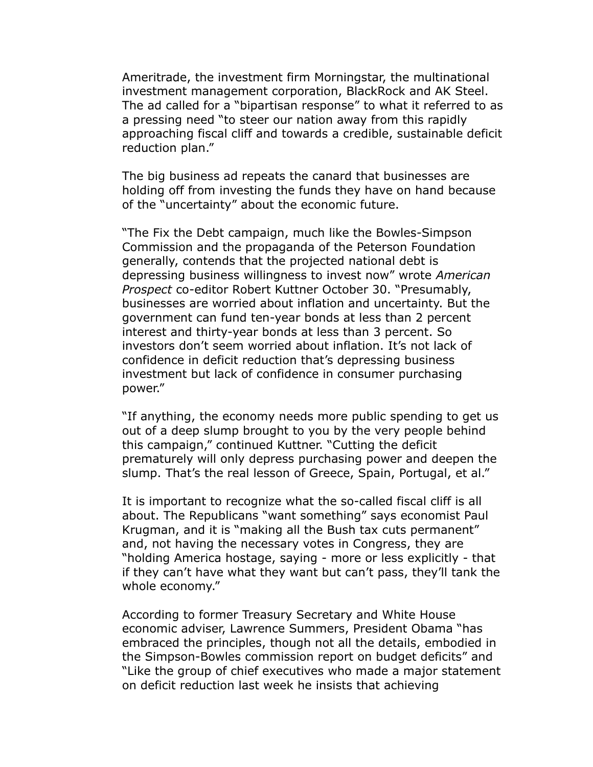Ameritrade, the investment firm Morningstar, the multinational investment management corporation, BlackRock and AK Steel. The ad called for a “bipartisan response” to what it referred to as a pressing need “to steer our nation away from this rapidly approaching fiscal cliff and towards a credible, sustainable deficit reduction plan.”

The big business ad repeats the canard that businesses are holding off from investing the funds they have on hand because of the “uncertainty” about the economic future.

“The Fix the Debt campaign, much like the Bowles-Simpson Commission and the propaganda of the Peterson Foundation generally, contends that the projected national debt is depressing business willingness to invest now” wrote *American Prospect* co-editor Robert Kuttner October 30. “Presumably, businesses are worried about inflation and uncertainty. But the government can fund ten-year bonds at less than 2 percent interest and thirty-year bonds at less than 3 percent. So investors don’t seem worried about inflation. It’s not lack of confidence in deficit reduction that’s depressing business investment but lack of confidence in consumer purchasing power.”

“If anything, the economy needs more public spending to get us out of a deep slump brought to you by the very people behind this campaign,” continued Kuttner. “Cutting the deficit prematurely will only depress purchasing power and deepen the slump. That’s the real lesson of Greece, Spain, Portugal, et al.”

It is important to recognize what the so-called fiscal cliff is all about. The Republicans “want something” says economist Paul Krugman, and it is “making all the Bush tax cuts permanent” and, not having the necessary votes in Congress, they are “holding America hostage, saying - more or less explicitly - that if they can’t have what they want but can’t pass, they’ll tank the whole economy.”

According to former Treasury Secretary and White House economic adviser, Lawrence Summers, President Obama “has embraced the principles, though not all the details, embodied in the Simpson-Bowles commission report on budget deficits” and “Like the group of chief executives who made a major statement on deficit reduction last week he insists that achieving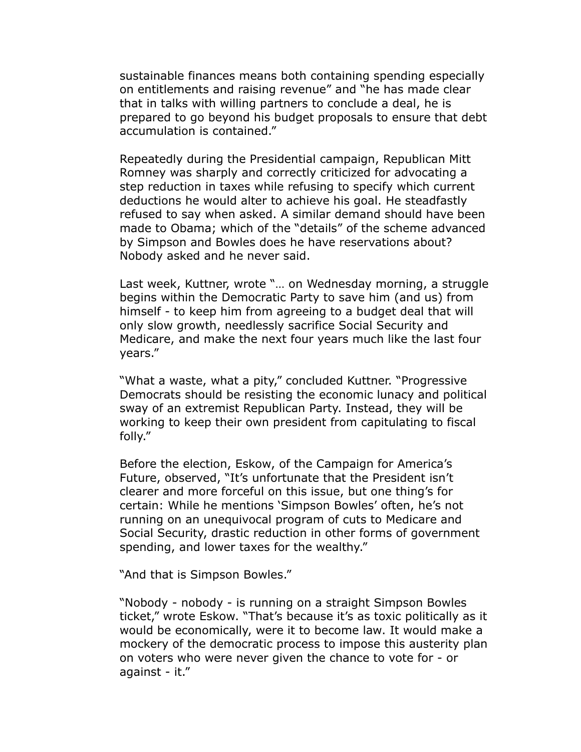sustainable finances means both containing spending especially on entitlements and raising revenue" and "he has made clear that in talks with willing partners to conclude a deal, he is prepared to go beyond his budget proposals to ensure that debt accumulation is contained."

Repeatedly during the Presidential campaign, Republican Mitt Romney was sharply and correctly criticized for advocating a step reduction in taxes while refusing to specify which current deductions he would alter to achieve his goal. He steadfastly refused to say when asked. A similar demand should have been made to Obama; which of the "details" of the scheme advanced by Simpson and Bowles does he have reservations about? Nobody asked and he never said.

Last week, Kuttner, wrote "… on Wednesday morning, a struggle begins within the Democratic Party to save him (and us) from himself - to keep him from agreeing to a budget deal that will only slow growth, needlessly sacrifice Social Security and Medicare, and make the next four years much like the last four years."

"What a waste, what a pity," concluded Kuttner. "Progressive Democrats should be resisting the economic lunacy and political sway of an extremist Republican Party. Instead, they will be working to keep their own president from capitulating to fiscal folly."

Before the election, Eskow, of the Campaign for America's Future, observed, "It's unfortunate that the President isn't clearer and more forceful on this issue, but one thing's for certain: While he mentions 'Simpson Bowles' often, he's not running on an unequivocal program of cuts to Medicare and Social Security, drastic reduction in other forms of government spending, and lower taxes for the wealthy."

"And that is Simpson Bowles."

"Nobody - nobody - is running on a straight Simpson Bowles ticket," wrote Eskow. "That's because it's as toxic politically as it would be economically, were it to become law. It would make a mockery of the democratic process to impose this austerity plan on voters who were never given the chance to vote for - or against - it."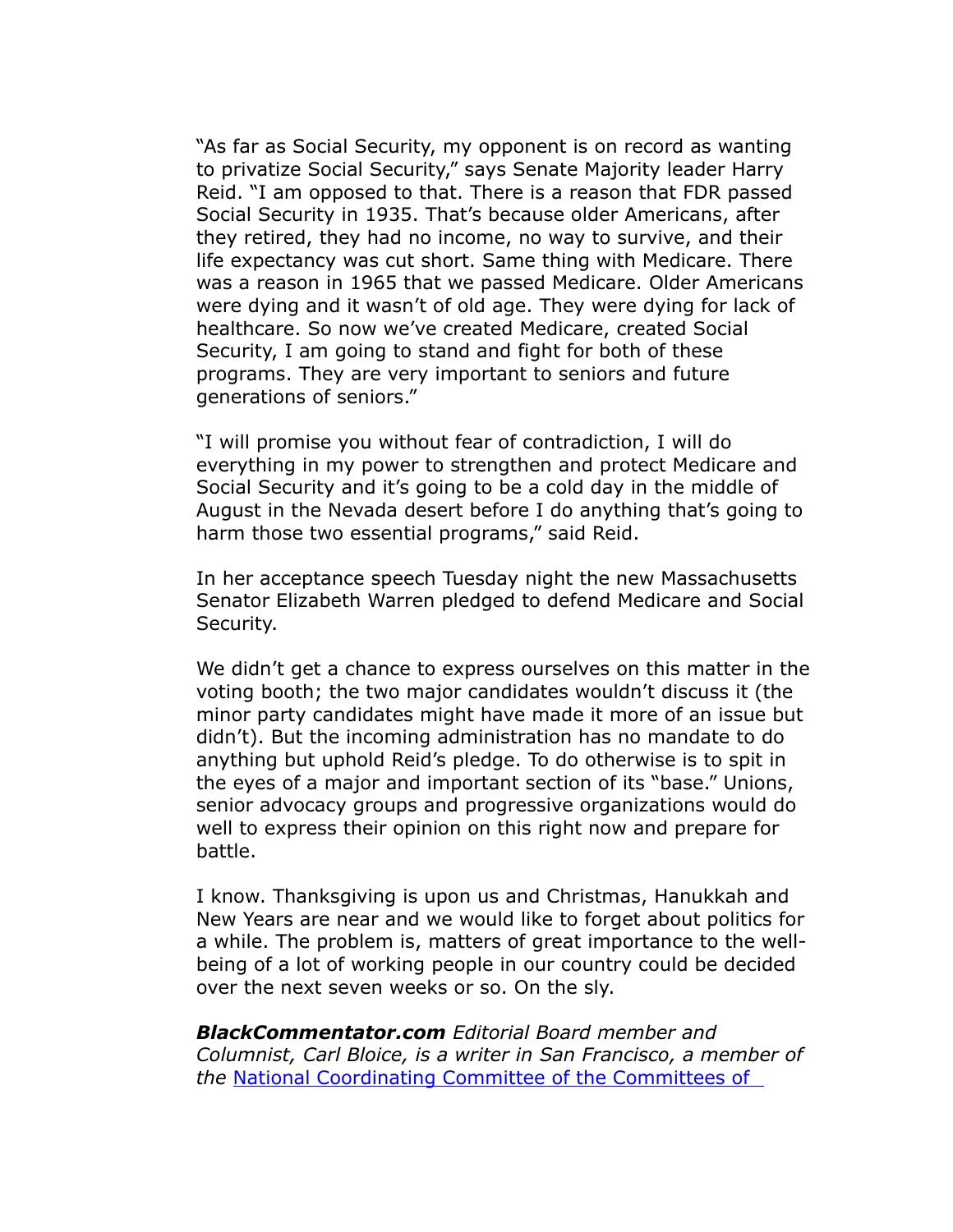"As far as Social Security, my opponent is on record as wanting to privatize Social Security," says Senate Majority leader Harry Reid. "I am opposed to that. There is a reason that FDR passed Social Security in 1935. That's because older Americans, after they retired, they had no income, no way to survive, and their life expectancy was cut short. Same thing with Medicare. There was a reason in 1965 that we passed Medicare. Older Americans were dying and it wasn't of old age. They were dying for lack of healthcare. So now we've created Medicare, created Social Security, I am going to stand and fight for both of these programs. They are very important to seniors and future generations of seniors."

"I will promise you without fear of contradiction, I will do everything in my power to strengthen and protect Medicare and Social Security and it's going to be a cold day in the middle of August in the Nevada desert before I do anything that's going to harm those two essential programs," said Reid.

In her acceptance speech Tuesday night the new Massachusetts Senator Elizabeth Warren pledged to defend Medicare and Social Security.

We didn't get a chance to express ourselves on this matter in the voting booth; the two major candidates wouldn't discuss it (the minor party candidates might have made it more of an issue but didn't). But the incoming administration has no mandate to do anything but uphold Reid's pledge. To do otherwise is to spit in the eyes of a major and important section of its "base." Unions, senior advocacy groups and progressive organizations would do well to express their opinion on this right now and prepare for battle.

I know. Thanksgiving is upon us and Christmas, Hanukkah and New Years are near and we would like to forget about politics for a while. The problem is, matters of great importance to the well-being of a lot of working people in our country could be decided over the next seven weeks or so. On the sly.

***BlackCommentator.com*** *Editorial Board member and Columnist, Carl Bloice, is a writer in San Francisco, a member of the* National Coordinating Committee of the Committees of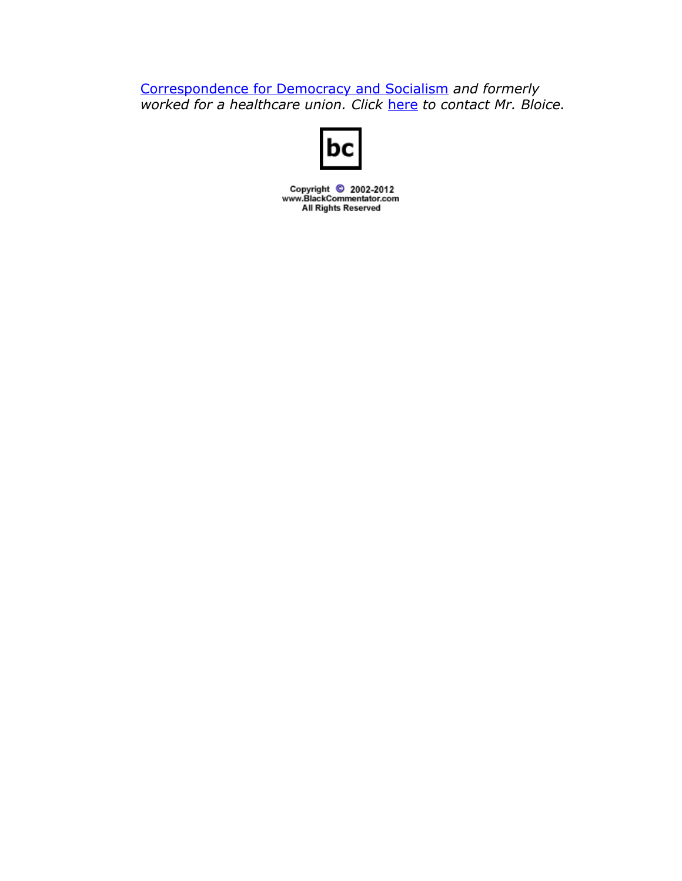Correspondence for Democracy and Socialism *and formerly worked for a healthcare union. Click* here *to contact Mr. Bloice.*

bc

Copyright © 2002-2012
www.BlackCommentator.com
All Rights Reserved